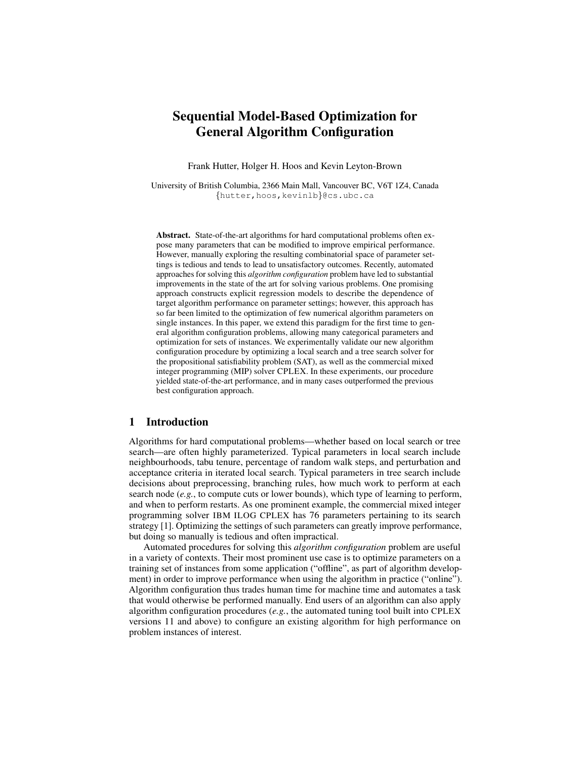# Sequential Model-Based Optimization for General Algorithm Configuration

Frank Hutter, Holger H. Hoos and Kevin Leyton-Brown

University of British Columbia, 2366 Main Mall, Vancouver BC, V6T 1Z4, Canada
{hutter,hoos,kevinlb}@cs.ubc.ca

**Abstract.** State-of-the-art algorithms for hard computational problems often expose many parameters that can be modified to improve empirical performance. However, manually exploring the resulting combinatorial space of parameter settings is tedious and tends to lead to unsatisfactory outcomes. Recently, automated approaches for solving this *algorithm configuration* problem have led to substantial improvements in the state of the art for solving various problems. One promising approach constructs explicit regression models to describe the dependence of target algorithm performance on parameter settings; however, this approach has so far been limited to the optimization of few numerical algorithm parameters on single instances. In this paper, we extend this paradigm for the first time to general algorithm configuration problems, allowing many categorical parameters and optimization for sets of instances. We experimentally validate our new algorithm configuration procedure by optimizing a local search and a tree search solver for the propositional satisfiability problem (SAT), as well as the commercial mixed integer programming (MIP) solver CPLEX. In these experiments, our procedure yielded state-of-the-art performance, and in many cases outperformed the previous best configuration approach.

## 1 Introduction

Algorithms for hard computational problems—whether based on local search or tree search—are often highly parameterized. Typical parameters in local search include neighbourhoods, tabu tenure, percentage of random walk steps, and perturbation and acceptance criteria in iterated local search. Typical parameters in tree search include decisions about preprocessing, branching rules, how much work to perform at each search node (*e.g.*, to compute cuts or lower bounds), which type of learning to perform, and when to perform restarts. As one prominent example, the commercial mixed integer programming solver IBM ILOG CPLEX has 76 parameters pertaining to its search strategy [1]. Optimizing the settings of such parameters can greatly improve performance, but doing so manually is tedious and often impractical.

Automated procedures for solving this *algorithm configuration* problem are useful in a variety of contexts. Their most prominent use case is to optimize parameters on a training set of instances from some application ("offline", as part of algorithm development) in order to improve performance when using the algorithm in practice ("online"). Algorithm configuration thus trades human time for machine time and automates a task that would otherwise be performed manually. End users of an algorithm can also apply algorithm configuration procedures (*e.g.*, the automated tuning tool built into CPLEX versions 11 and above) to configure an existing algorithm for high performance on problem instances of interest.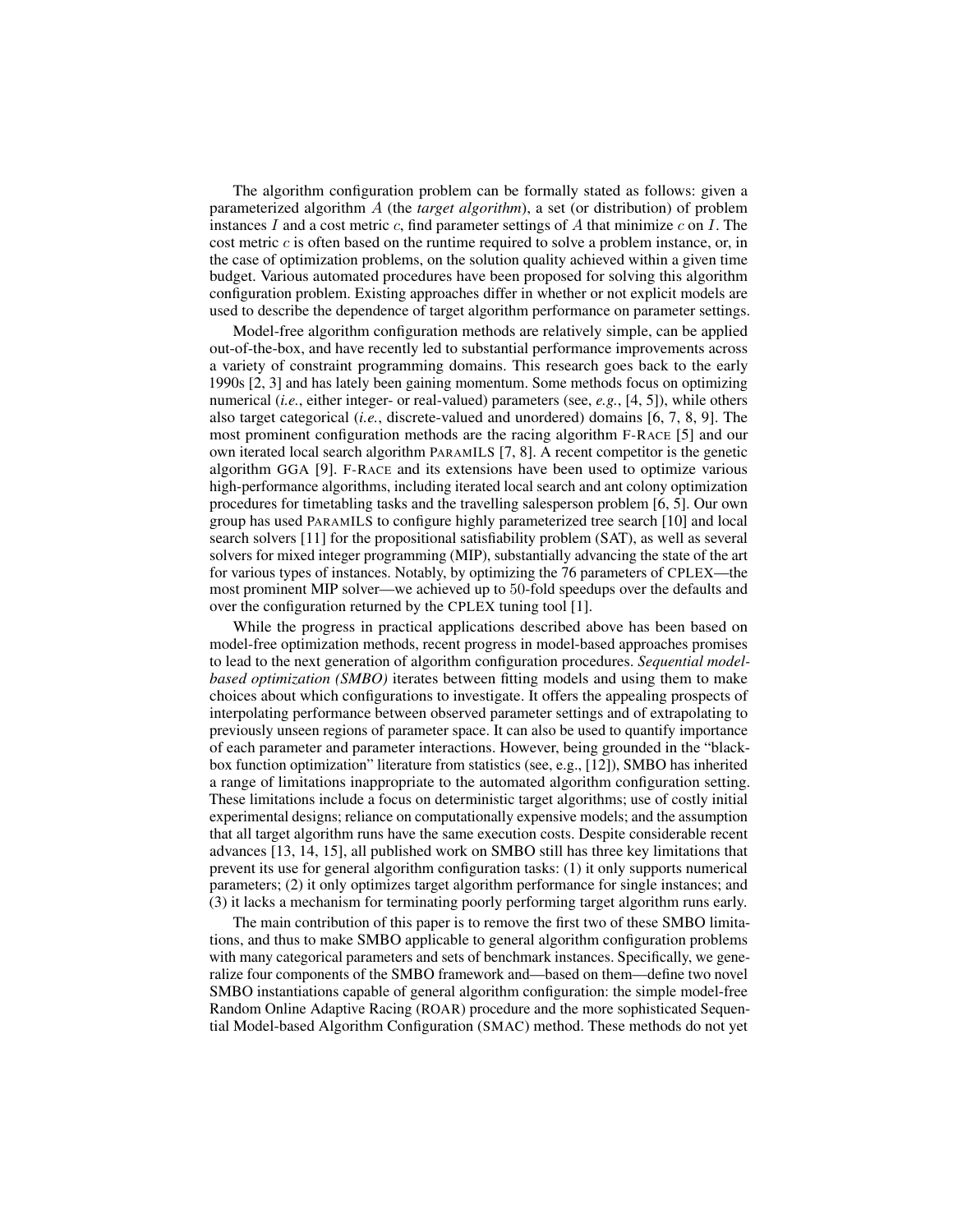The algorithm configuration problem can be formally stated as follows: given a parameterized algorithm $A$ (the *target algorithm*), a set (or distribution) of problem instances $I$ and a cost metric $c$, find parameter settings of $A$ that minimize $c$ on $I$. The cost metric $c$ is often based on the runtime required to solve a problem instance, or, in the case of optimization problems, on the solution quality achieved within a given time budget. Various automated procedures have been proposed for solving this algorithm configuration problem. Existing approaches differ in whether or not explicit models are used to describe the dependence of target algorithm performance on parameter settings.

Model-free algorithm configuration methods are relatively simple, can be applied out-of-the-box, and have recently led to substantial performance improvements across a variety of constraint programming domains. This research goes back to the early 1990s [2, 3] and has lately been gaining momentum. Some methods focus on optimizing numerical (*i.e.*, either integer- or real-valued) parameters (see, *e.g.*, [4, 5]), while others also target categorical (*i.e.*, discrete-valued and unordered) domains [6, 7, 8, 9]. The most prominent configuration methods are the racing algorithm F-RACE [5] and our own iterated local search algorithm PARAMILS [7, 8]. A recent competitor is the genetic algorithm GGA [9]. F-RACE and its extensions have been used to optimize various high-performance algorithms, including iterated local search and ant colony optimization procedures for timetabling tasks and the travelling salesperson problem [6, 5]. Our own group has used PARAMILS to configure highly parameterized tree search [10] and local search solvers [11] for the propositional satisfiability problem (SAT), as well as several solvers for mixed integer programming (MIP), substantially advancing the state of the art for various types of instances. Notably, by optimizing the 76 parameters of CPLEX—the most prominent MIP solver—we achieved up to 50-fold speedups over the defaults and over the configuration returned by the CPLEX tuning tool [1].

While the progress in practical applications described above has been based on model-free optimization methods, recent progress in model-based approaches promises to lead to the next generation of algorithm configuration procedures. *Sequential model-based optimization (SMBO)* iterates between fitting models and using them to make choices about which configurations to investigate. It offers the appealing prospects of interpolating performance between observed parameter settings and of extrapolating to previously unseen regions of parameter space. It can also be used to quantify importance of each parameter and parameter interactions. However, being grounded in the "blackbox function optimization" literature from statistics (see, e.g., [12]), SMBO has inherited a range of limitations inappropriate to the automated algorithm configuration setting. These limitations include a focus on deterministic target algorithms; use of costly initial experimental designs; reliance on computationally expensive models; and the assumption that all target algorithm runs have the same execution costs. Despite considerable recent advances [13, 14, 15], all published work on SMBO still has three key limitations that prevent its use for general algorithm configuration tasks: (1) it only supports numerical parameters; (2) it only optimizes target algorithm performance for single instances; and (3) it lacks a mechanism for terminating poorly performing target algorithm runs early.

The main contribution of this paper is to remove the first two of these SMBO limitations, and thus to make SMBO applicable to general algorithm configuration problems with many categorical parameters and sets of benchmark instances. Specifically, we generalize four components of the SMBO framework and—based on them—define two novel SMBO instantiations capable of general algorithm configuration: the simple model-free Random Online Adaptive Racing (ROAR) procedure and the more sophisticated Sequential Model-based Algorithm Configuration (SMAC) method. These methods do not yet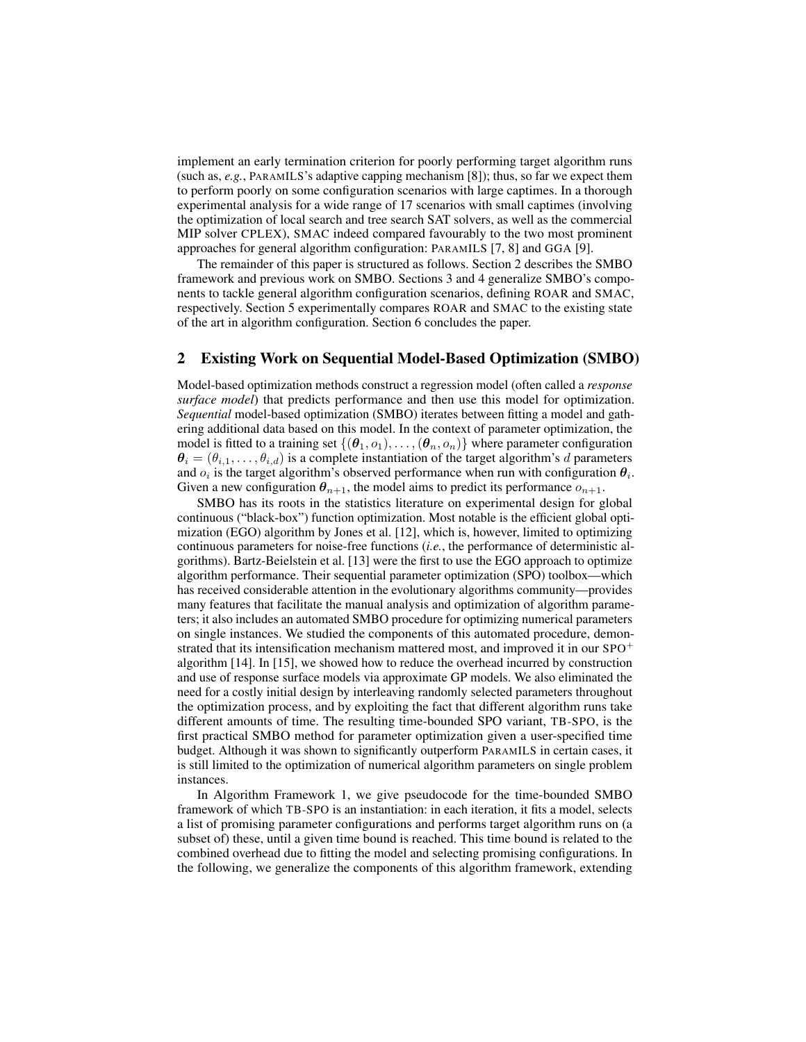implement an early termination criterion for poorly performing target algorithm runs (such as, *e.g.*, PARAMILS's adaptive capping mechanism [8]); thus, so far we expect them to perform poorly on some configuration scenarios with large captimes. In a thorough experimental analysis for a wide range of 17 scenarios with small captimes (involving the optimization of local search and tree search SAT solvers, as well as the commercial MIP solver CPLEX), SMAC indeed compared favourably to the two most prominent approaches for general algorithm configuration: PARAMILS [7, 8] and GGA [9].

The remainder of this paper is structured as follows. Section 2 describes the SMBO framework and previous work on SMBO. Sections 3 and 4 generalize SMBO's components to tackle general algorithm configuration scenarios, defining ROAR and SMAC, respectively. Section 5 experimentally compares ROAR and SMAC to the existing state of the art in algorithm configuration. Section 6 concludes the paper.

## 2 Existing Work on Sequential Model-Based Optimization (SMBO)

Model-based optimization methods construct a regression model (often called a *response surface model*) that predicts performance and then use this model for optimization. *Sequential* model-based optimization (SMBO) iterates between fitting a model and gathering additional data based on this model. In the context of parameter optimization, the model is fitted to a training set $\{(\boldsymbol{\theta}_1, o_1), \ldots, (\boldsymbol{\theta}_n, o_n)\}$ where parameter configuration $\boldsymbol{\theta}_i = (\theta_{i,1}, \ldots, \theta_{i,d})$ is a complete instantiation of the target algorithm's $d$ parameters and $o_i$ is the target algorithm's observed performance when run with configuration $\boldsymbol{\theta}_i$. Given a new configuration $\boldsymbol{\theta}_{n+1}$, the model aims to predict its performance $o_{n+1}$.

SMBO has its roots in the statistics literature on experimental design for global continuous ("black-box") function optimization. Most notable is the efficient global optimization (EGO) algorithm by Jones et al. [12], which is, however, limited to optimizing continuous parameters for noise-free functions (*i.e.*, the performance of deterministic algorithms). Bartz-Beielstein et al. [13] were the first to use the EGO approach to optimize algorithm performance. Their sequential parameter optimization (SPO) toolbox—which has received considerable attention in the evolutionary algorithms community—provides many features that facilitate the manual analysis and optimization of algorithm parameters; it also includes an automated SMBO procedure for optimizing numerical parameters on single instances. We studied the components of this automated procedure, demonstrated that its intensification mechanism mattered most, and improved it in our SPO$^+$ algorithm [14]. In [15], we showed how to reduce the overhead incurred by construction and use of response surface models via approximate GP models. We also eliminated the need for a costly initial design by interleaving randomly selected parameters throughout the optimization process, and by exploiting the fact that different algorithm runs take different amounts of time. The resulting time-bounded SPO variant, TB-SPO, is the first practical SMBO method for parameter optimization given a user-specified time budget. Although it was shown to significantly outperform PARAMILS in certain cases, it is still limited to the optimization of numerical algorithm parameters on single problem instances.

In Algorithm Framework 1, we give pseudocode for the time-bounded SMBO framework of which TB-SPO is an instantiation: in each iteration, it fits a model, selects a list of promising parameter configurations and performs target algorithm runs on (a subset of) these, until a given time bound is reached. This time bound is related to the combined overhead due to fitting the model and selecting promising configurations. In the following, we generalize the components of this algorithm framework, extending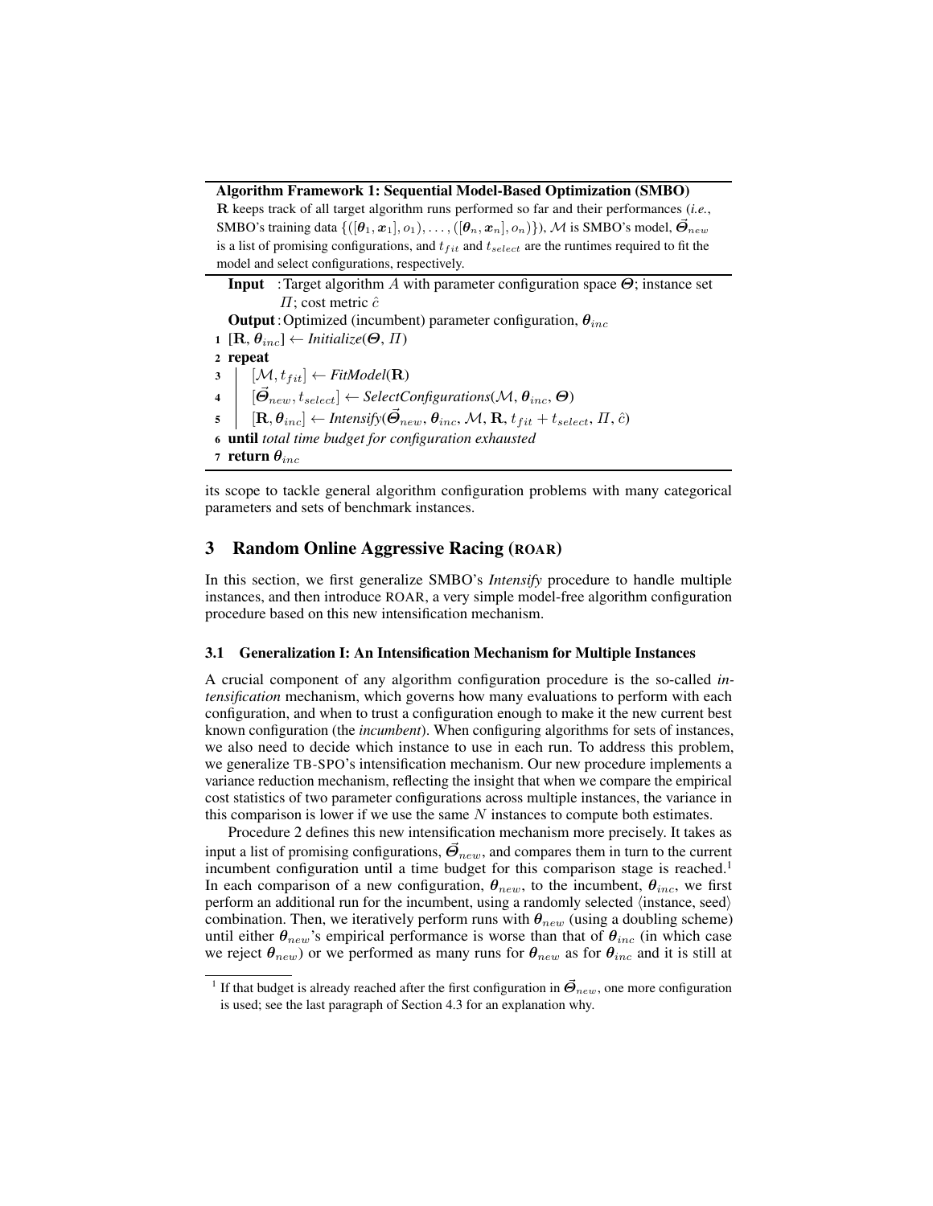**Algorithm Framework 1: Sequential Model-Based Optimization (SMBO)**

$\mathbf{R}$ keeps track of all target algorithm runs performed so far and their performances (*i.e.*, SMBO's training data $\{([\boldsymbol{\theta}_1, \boldsymbol{x}_1], o_1), \ldots, ([\boldsymbol{\theta}_n, \boldsymbol{x}_n], o_n)\}$), $\mathcal{M}$ is SMBO's model, $\vec{\boldsymbol{\Theta}}_{new}$ is a list of promising configurations, and $t_{fit}$ and $t_{select}$ are the runtimes required to fit the model and select configurations, respectively.

**Input** : Target algorithm $A$ with parameter configuration space $\boldsymbol{\Theta}$; instance set $\Pi$; cost metric $\hat{c}$

**Output** : Optimized (incumbent) parameter configuration, $\boldsymbol{\theta}_{inc}$

1. $[\mathbf{R}, \boldsymbol{\theta}_{inc}] \leftarrow$ *Initialize*($\boldsymbol{\Theta}$, $\Pi$)
2. **repeat**
3. $\quad [\mathcal{M}, t_{fit}] \leftarrow$ *FitModel*($\mathbf{R}$)
4. $\quad [\vec{\boldsymbol{\Theta}}_{new}, t_{select}] \leftarrow$ *SelectConfigurations*($\mathcal{M}$, $\boldsymbol{\theta}_{inc}$, $\boldsymbol{\Theta}$)
5. $\quad [\mathbf{R}, \boldsymbol{\theta}_{inc}] \leftarrow$ *Intensify*($\vec{\boldsymbol{\Theta}}_{new}$, $\boldsymbol{\theta}_{inc}$, $\mathcal{M}$, $\mathbf{R}$, $t_{fit} + t_{select}$, $\Pi$, $\hat{c}$)
6. **until** *total time budget for configuration exhausted*
7. **return** $\boldsymbol{\theta}_{inc}$

its scope to tackle general algorithm configuration problems with many categorical parameters and sets of benchmark instances.

## 3 Random Online Aggressive Racing (ROAR)

In this section, we first generalize SMBO's *Intensify* procedure to handle multiple instances, and then introduce ROAR, a very simple model-free algorithm configuration procedure based on this new intensification mechanism.

### 3.1 Generalization I: An Intensification Mechanism for Multiple Instances

A crucial component of any algorithm configuration procedure is the so-called *intensification* mechanism, which governs how many evaluations to perform with each configuration, and when to trust a configuration enough to make it the new current best known configuration (the *incumbent*). When configuring algorithms for sets of instances, we also need to decide which instance to use in each run. To address this problem, we generalize TB-SPO's intensification mechanism. Our new procedure implements a variance reduction mechanism, reflecting the insight that when we compare the empirical cost statistics of two parameter configurations across multiple instances, the variance in this comparison is lower if we use the same $N$ instances to compute both estimates.

Procedure 2 defines this new intensification mechanism more precisely. It takes as input a list of promising configurations, $\vec{\boldsymbol{\Theta}}_{new}$, and compares them in turn to the current incumbent configuration until a time budget for this comparison stage is reached.[1] In each comparison of a new configuration, $\boldsymbol{\theta}_{new}$, to the incumbent, $\boldsymbol{\theta}_{inc}$, we first perform an additional run for the incumbent, using a randomly selected ⟨instance, seed⟩ combination. Then, we iteratively perform runs with $\boldsymbol{\theta}_{new}$ (using a doubling scheme) until either $\boldsymbol{\theta}_{new}$'s empirical performance is worse than that of $\boldsymbol{\theta}_{inc}$ (in which case we reject $\boldsymbol{\theta}_{new}$) or we performed as many runs for $\boldsymbol{\theta}_{new}$ as for $\boldsymbol{\theta}_{inc}$ and it is still at

[1] If that budget is already reached after the first configuration in $\vec{\boldsymbol{\Theta}}_{new}$, one more configuration is used; see the last paragraph of Section 4.3 for an explanation why.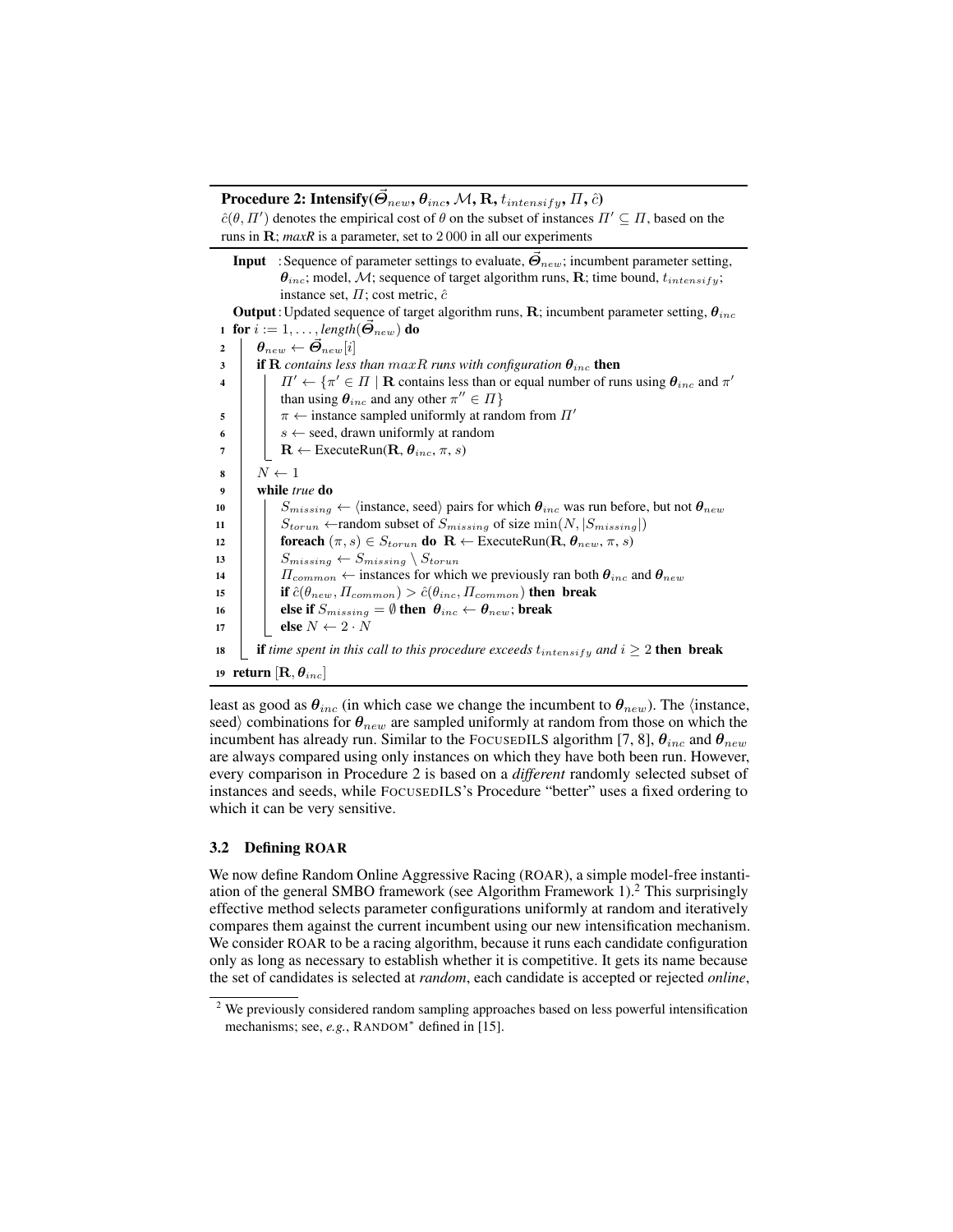**Procedure 2: Intensify($\vec{\Theta}_{new}$, $\boldsymbol{\theta}_{inc}$, $\mathcal{M}$, $\mathbf{R}$, $t_{intensify}$, $\Pi$, $\hat{c}$)**

$\hat{c}(\theta, \Pi')$ denotes the empirical cost of $\theta$ on the subset of instances $\Pi' \subseteq \Pi$, based on the runs in $\mathbf{R}$; *maxR* is a parameter, set to 2 000 in all our experiments

```
Input : Sequence of parameter settings to evaluate, Θ_new; incumbent parameter setting,
        θ_inc; model, M; sequence of target algorithm runs, R; time bound, t_intensify;
        instance set, Π; cost metric, ĉ
Output: Updated sequence of target algorithm runs, R; incumbent parameter setting, θ_inc
1  for i := 1, ..., length(Θ_new) do
2      θ_new ← Θ_new[i]
3      if R contains less than maxR runs with configuration θ_inc then
4          Π' ← {π' ∈ Π | R contains less than or equal number of runs using θ_inc and π'
               than using θ_inc and any other π'' ∈ Π}
5          π ← instance sampled uniformly at random from Π'
6          s ← seed, drawn uniformly at random
7          R ← ExecuteRun(R, θ_inc, π, s)
8      N ← 1
9      while true do
10         S_missing ← ⟨instance, seed⟩ pairs for which θ_inc was run before, but not θ_new
11         S_torun ← random subset of S_missing of size min(N, |S_missing|)
12         foreach (π, s) ∈ S_torun do R ← ExecuteRun(R, θ_new, π, s)
13         S_missing ← S_missing \ S_torun
14         Π_common ← instances for which we previously ran both θ_inc and θ_new
15         if ĉ(θ_new, Π_common) > ĉ(θ_inc, Π_common) then break
16         else if S_missing = ∅ then θ_inc ← θ_new; break
17         else N ← 2 · N
18     if time spent in this call to this procedure exceeds t_intensify and i ≥ 2 then break
19 return [R, θ_inc]
```

least as good as $\boldsymbol{\theta}_{inc}$ (in which case we change the incumbent to $\boldsymbol{\theta}_{new}$). The ⟨instance, seed⟩ combinations for $\boldsymbol{\theta}_{new}$ are sampled uniformly at random from those on which the incumbent has already run. Similar to the FOCUSEDILS algorithm [7, 8], $\boldsymbol{\theta}_{inc}$ and $\boldsymbol{\theta}_{new}$ are always compared using only instances on which they have both been run. However, every comparison in Procedure 2 is based on a *different* randomly selected subset of instances and seeds, while FOCUSEDILS's Procedure "better" uses a fixed ordering to which it can be very sensitive.

### 3.2 Defining ROAR

We now define Random Online Aggressive Racing (ROAR), a simple model-free instantiation of the general SMBO framework (see Algorithm Framework 1).[2] This surprisingly effective method selects parameter configurations uniformly at random and iteratively compares them against the current incumbent using our new intensification mechanism. We consider ROAR to be a racing algorithm, because it runs each candidate configuration only as long as necessary to establish whether it is competitive. It gets its name because the set of candidates is selected at *random*, each candidate is accepted or rejected *online*,

[2] We previously considered random sampling approaches based on less powerful intensification mechanisms; see, *e.g.*, RANDOM* defined in [15].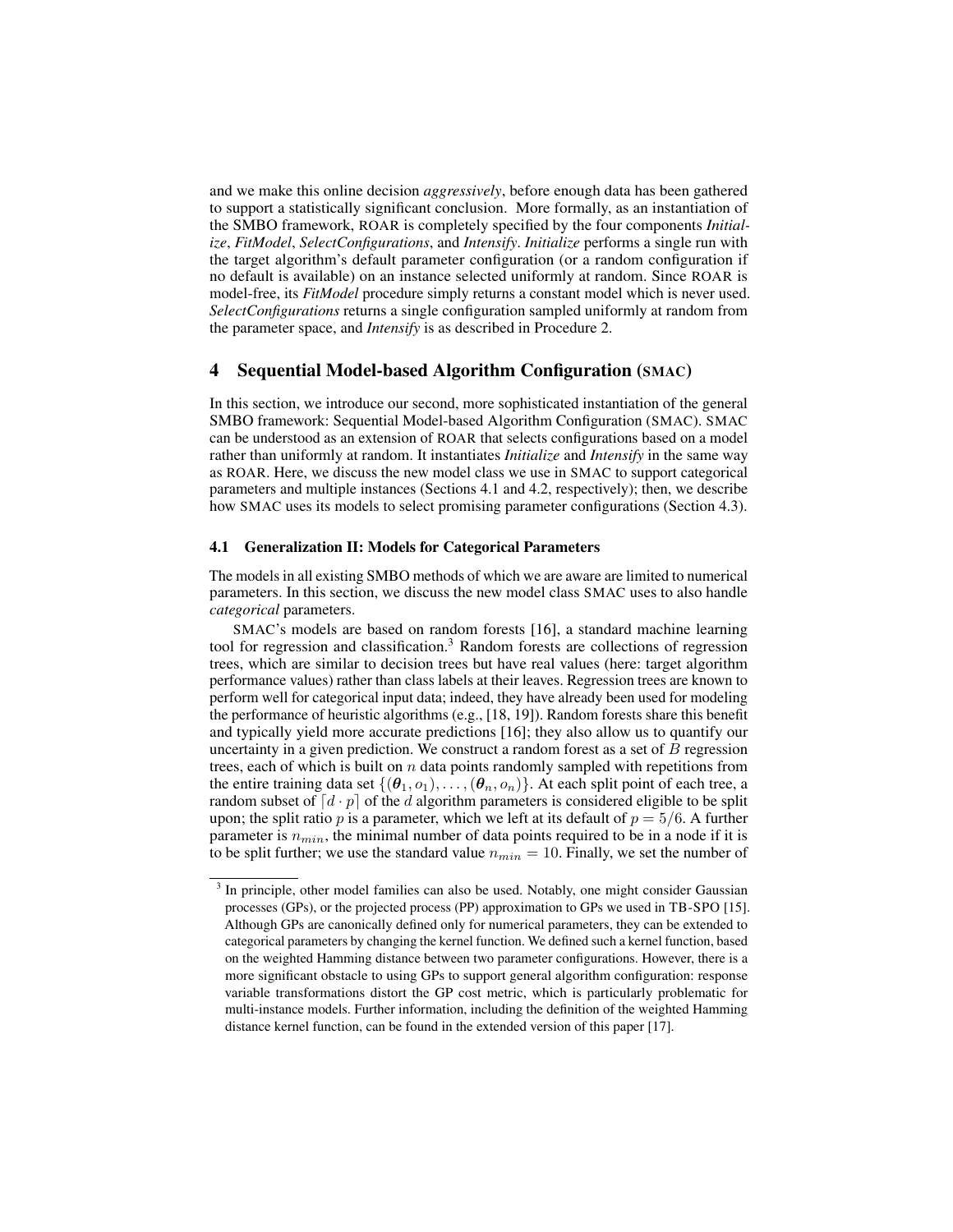and we make this online decision *aggressively*, before enough data has been gathered to support a statistically significant conclusion. More formally, as an instantiation of the SMBO framework, ROAR is completely specified by the four components *Initialize*, *FitModel*, *SelectConfigurations*, and *Intensify*. *Initialize* performs a single run with the target algorithm's default parameter configuration (or a random configuration if no default is available) on an instance selected uniformly at random. Since ROAR is model-free, its *FitModel* procedure simply returns a constant model which is never used. *SelectConfigurations* returns a single configuration sampled uniformly at random from the parameter space, and *Intensify* is as described in Procedure 2.

## 4 Sequential Model-based Algorithm Configuration (SMAC)

In this section, we introduce our second, more sophisticated instantiation of the general SMBO framework: Sequential Model-based Algorithm Configuration (SMAC). SMAC can be understood as an extension of ROAR that selects configurations based on a model rather than uniformly at random. It instantiates *Initialize* and *Intensify* in the same way as ROAR. Here, we discuss the new model class we use in SMAC to support categorical parameters and multiple instances (Sections 4.1 and 4.2, respectively); then, we describe how SMAC uses its models to select promising parameter configurations (Section 4.3).

### 4.1 Generalization II: Models for Categorical Parameters

The models in all existing SMBO methods of which we are aware are limited to numerical parameters. In this section, we discuss the new model class SMAC uses to also handle *categorical* parameters.

SMAC's models are based on random forests [16], a standard machine learning tool for regression and classification.[3] Random forests are collections of regression trees, which are similar to decision trees but have real values (here: target algorithm performance values) rather than class labels at their leaves. Regression trees are known to perform well for categorical input data; indeed, they have already been used for modeling the performance of heuristic algorithms (e.g., [18, 19]). Random forests share this benefit and typically yield more accurate predictions [16]; they also allow us to quantify our uncertainty in a given prediction. We construct a random forest as a set of $B$ regression trees, each of which is built on $n$ data points randomly sampled with repetitions from the entire training data set $\{(\boldsymbol{\theta}_1, o_1), \ldots, (\boldsymbol{\theta}_n, o_n)\}$. At each split point of each tree, a random subset of $\lceil d \cdot p \rceil$ of the $d$ algorithm parameters is considered eligible to be split upon; the split ratio $p$ is a parameter, which we left at its default of $p = 5/6$. A further parameter is $n_{min}$, the minimal number of data points required to be in a node if it is to be split further; we use the standard value $n_{min} = 10$. Finally, we set the number of

[3] In principle, other model families can also be used. Notably, one might consider Gaussian processes (GPs), or the projected process (PP) approximation to GPs we used in TB-SPO [15]. Although GPs are canonically defined only for numerical parameters, they can be extended to categorical parameters by changing the kernel function. We defined such a kernel function, based on the weighted Hamming distance between two parameter configurations. However, there is a more significant obstacle to using GPs to support general algorithm configuration: response variable transformations distort the GP cost metric, which is particularly problematic for multi-instance models. Further information, including the definition of the weighted Hamming distance kernel function, can be found in the extended version of this paper [17].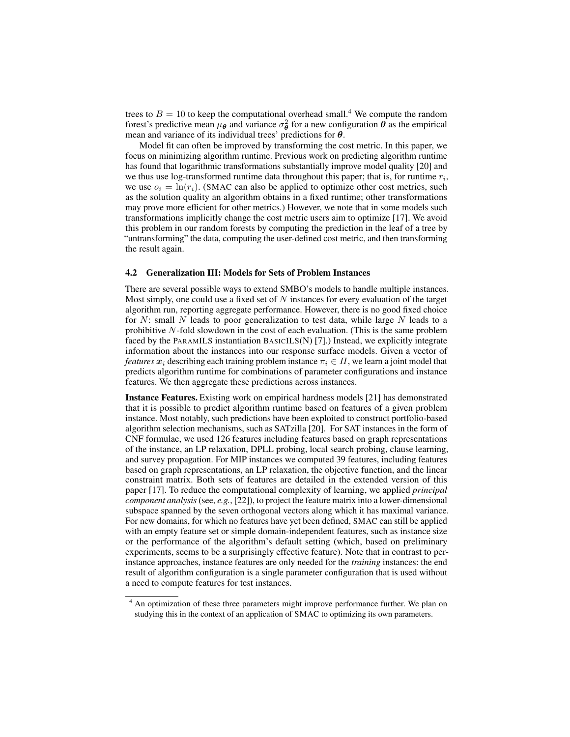trees to $B = 10$ to keep the computational overhead small.[4] We compute the random forest's predictive mean $\mu_{\boldsymbol{\theta}}$ and variance $\sigma^2_{\boldsymbol{\theta}}$ for a new configuration $\boldsymbol{\theta}$ as the empirical mean and variance of its individual trees' predictions for $\boldsymbol{\theta}$.

Model fit can often be improved by transforming the cost metric. In this paper, we focus on minimizing algorithm runtime. Previous work on predicting algorithm runtime has found that logarithmic transformations substantially improve model quality [20] and we thus use log-transformed runtime data throughout this paper; that is, for runtime $r_i$, we use $o_i = \ln(r_i)$. (SMAC can also be applied to optimize other cost metrics, such as the solution quality an algorithm obtains in a fixed runtime; other transformations may prove more efficient for other metrics.) However, we note that in some models such transformations implicitly change the cost metric users aim to optimize [17]. We avoid this problem in our random forests by computing the prediction in the leaf of a tree by "untransforming" the data, computing the user-defined cost metric, and then transforming the result again.

### 4.2 Generalization III: Models for Sets of Problem Instances

There are several possible ways to extend SMBO's models to handle multiple instances. Most simply, one could use a fixed set of $N$ instances for every evaluation of the target algorithm run, reporting aggregate performance. However, there is no good fixed choice for $N$: small $N$ leads to poor generalization to test data, while large $N$ leads to a prohibitive $N$-fold slowdown in the cost of each evaluation. (This is the same problem faced by the PARAMILS instantiation BASICILS(N) [7].) Instead, we explicitly integrate information about the instances into our response surface models. Given a vector of *features* $\boldsymbol{x}_i$ describing each training problem instance $\pi_i \in \Pi$, we learn a joint model that predicts algorithm runtime for combinations of parameter configurations and instance features. We then aggregate these predictions across instances.

**Instance Features.** Existing work on empirical hardness models [21] has demonstrated that it is possible to predict algorithm runtime based on features of a given problem instance. Most notably, such predictions have been exploited to construct portfolio-based algorithm selection mechanisms, such as SATzilla [20]. For SAT instances in the form of CNF formulae, we used 126 features including features based on graph representations of the instance, an LP relaxation, DPLL probing, local search probing, clause learning, and survey propagation. For MIP instances we computed 39 features, including features based on graph representations, an LP relaxation, the objective function, and the linear constraint matrix. Both sets of features are detailed in the extended version of this paper [17]. To reduce the computational complexity of learning, we applied *principal component analysis* (see, *e.g.*, [22]), to project the feature matrix into a lower-dimensional subspace spanned by the seven orthogonal vectors along which it has maximal variance. For new domains, for which no features have yet been defined, SMAC can still be applied with an empty feature set or simple domain-independent features, such as instance size or the performance of the algorithm's default setting (which, based on preliminary experiments, seems to be a surprisingly effective feature). Note that in contrast to per-instance approaches, instance features are only needed for the *training* instances: the end result of algorithm configuration is a single parameter configuration that is used without a need to compute features for test instances.

[4] An optimization of these three parameters might improve performance further. We plan on studying this in the context of an application of SMAC to optimizing its own parameters.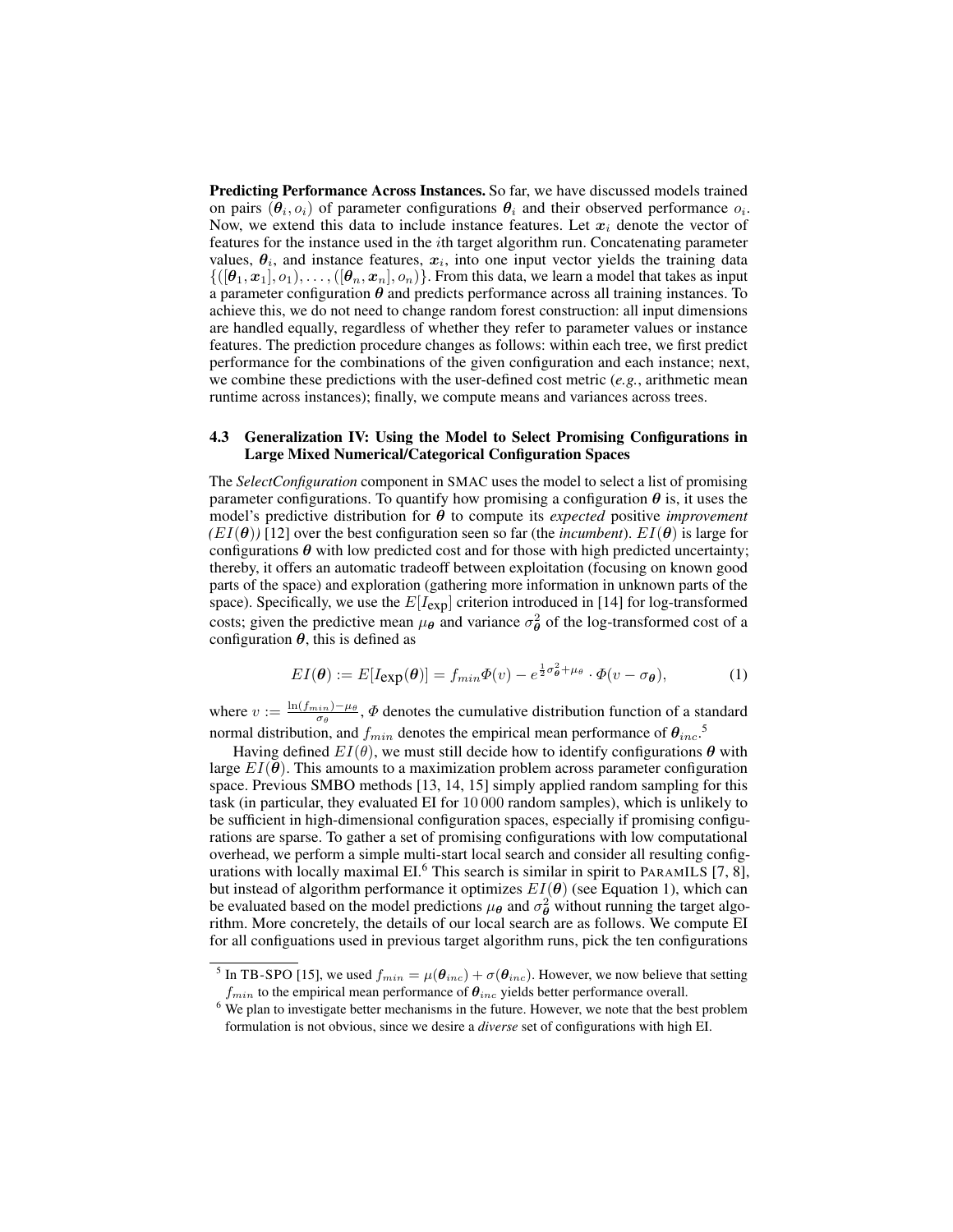**Predicting Performance Across Instances.** So far, we have discussed models trained on pairs $(\boldsymbol{\theta}_i, o_i)$ of parameter configurations $\boldsymbol{\theta}_i$ and their observed performance $o_i$. Now, we extend this data to include instance features. Let $\boldsymbol{x}_i$ denote the vector of features for the instance used in the $i$th target algorithm run. Concatenating parameter values, $\boldsymbol{\theta}_i$, and instance features, $\boldsymbol{x}_i$, into one input vector yields the training data $\{([\boldsymbol{\theta}_1, \boldsymbol{x}_1], o_1), \ldots, ([\boldsymbol{\theta}_n, \boldsymbol{x}_n], o_n)\}$. From this data, we learn a model that takes as input a parameter configuration $\boldsymbol{\theta}$ and predicts performance across all training instances. To achieve this, we do not need to change random forest construction: all input dimensions are handled equally, regardless of whether they refer to parameter values or instance features. The prediction procedure changes as follows: within each tree, we first predict performance for the combinations of the given configuration and each instance; next, we combine these predictions with the user-defined cost metric (*e.g.*, arithmetic mean runtime across instances); finally, we compute means and variances across trees.

### 4.3 Generalization IV: Using the Model to Select Promising Configurations in Large Mixed Numerical/Categorical Configuration Spaces

The *SelectConfiguration* component in SMAC uses the model to select a list of promising parameter configurations. To quantify how promising a configuration $\boldsymbol{\theta}$ is, it uses the model's predictive distribution for $\boldsymbol{\theta}$ to compute its *expected* positive *improvement* *($EI(\boldsymbol{\theta})$)* [12] over the best configuration seen so far (the *incumbent*). $EI(\boldsymbol{\theta})$ is large for configurations $\boldsymbol{\theta}$ with low predicted cost and for those with high predicted uncertainty; thereby, it offers an automatic tradeoff between exploitation (focusing on known good parts of the space) and exploration (gathering more information in unknown parts of the space). Specifically, we use the $E[I_{\exp}]$ criterion introduced in [14] for log-transformed costs; given the predictive mean $\mu_{\boldsymbol{\theta}}$ and variance $\sigma_{\boldsymbol{\theta}}^2$ of the log-transformed cost of a configuration $\boldsymbol{\theta}$, this is defined as

$$EI(\boldsymbol{\theta}) := E[I_{\exp}(\boldsymbol{\theta})] = f_{min}\Phi(v) - e^{\frac{1}{2}\sigma_{\boldsymbol{\theta}}^2 + \mu_{\boldsymbol{\theta}}} \cdot \Phi(v - \sigma_{\boldsymbol{\theta}}), \tag{1}$$

where $v := \frac{\ln(f_{min}) - \mu_\theta}{\sigma_\theta}$, $\Phi$ denotes the cumulative distribution function of a standard normal distribution, and $f_{min}$ denotes the empirical mean performance of $\boldsymbol{\theta}_{inc}$.[5]

Having defined $EI(\theta)$, we must still decide how to identify configurations $\boldsymbol{\theta}$ with large $EI(\boldsymbol{\theta})$. This amounts to a maximization problem across parameter configuration space. Previous SMBO methods [13, 14, 15] simply applied random sampling for this task (in particular, they evaluated EI for 10 000 random samples), which is unlikely to be sufficient in high-dimensional configuration spaces, especially if promising configurations are sparse. To gather a set of promising configurations with low computational overhead, we perform a simple multi-start local search and consider all resulting configurations with locally maximal EI.[6] This search is similar in spirit to PARAMILS [7, 8], but instead of algorithm performance it optimizes $EI(\boldsymbol{\theta})$ (see Equation 1), which can be evaluated based on the model predictions $\mu_{\boldsymbol{\theta}}$ and $\sigma_{\boldsymbol{\theta}}^2$ without running the target algorithm. More concretely, the details of our local search are as follows. We compute EI for all configuations used in previous target algorithm runs, pick the ten configurations

[5] In TB-SPO [15], we used $f_{min} = \mu(\boldsymbol{\theta}_{inc}) + \sigma(\boldsymbol{\theta}_{inc})$. However, we now believe that setting $f_{min}$ to the empirical mean performance of $\boldsymbol{\theta}_{inc}$ yields better performance overall.

[6] We plan to investigate better mechanisms in the future. However, we note that the best problem formulation is not obvious, since we desire a *diverse* set of configurations with high EI.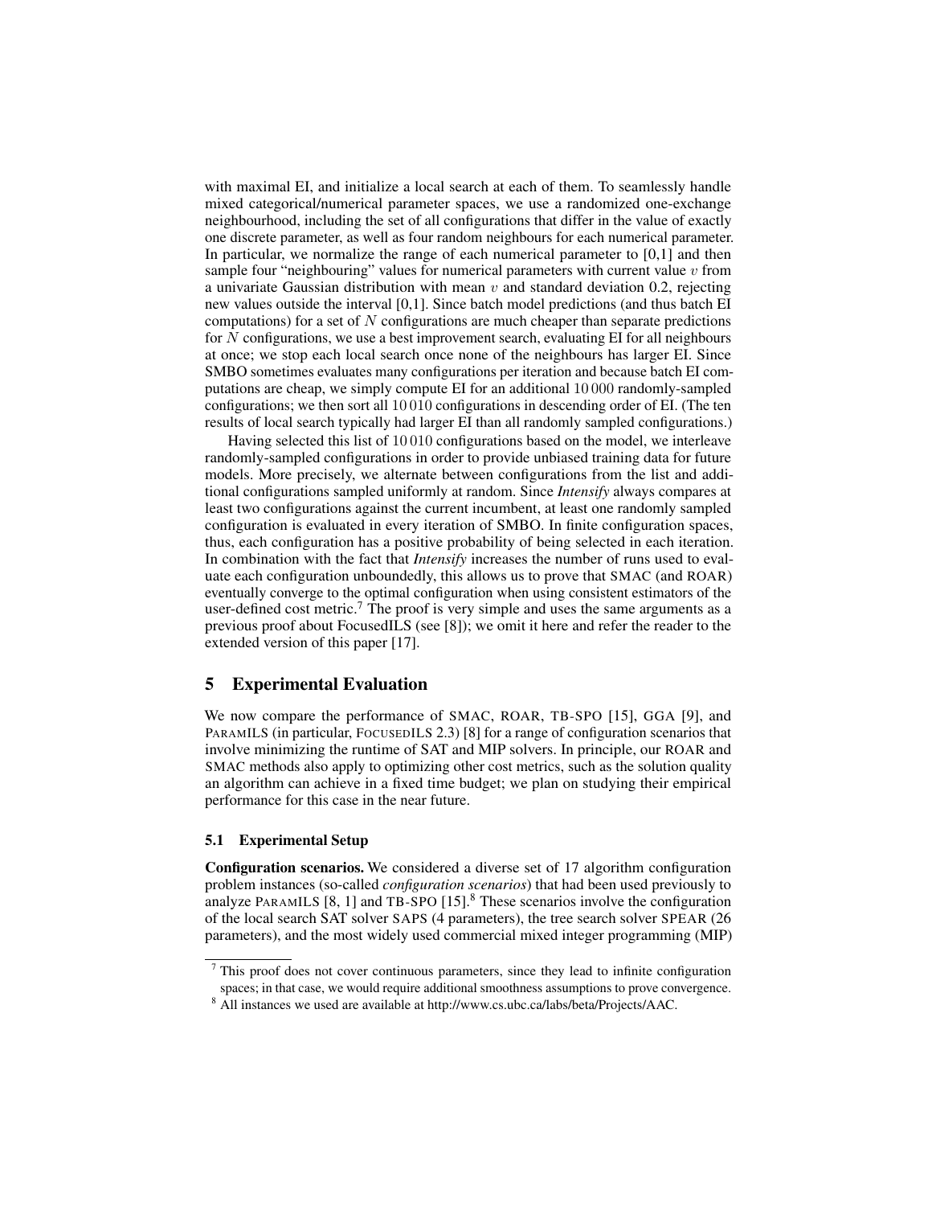with maximal EI, and initialize a local search at each of them. To seamlessly handle mixed categorical/numerical parameter spaces, we use a randomized one-exchange neighbourhood, including the set of all configurations that differ in the value of exactly one discrete parameter, as well as four random neighbours for each numerical parameter. In particular, we normalize the range of each numerical parameter to [0,1] and then sample four "neighbouring" values for numerical parameters with current value $v$ from a univariate Gaussian distribution with mean $v$ and standard deviation 0.2, rejecting new values outside the interval [0,1]. Since batch model predictions (and thus batch EI computations) for a set of $N$ configurations are much cheaper than separate predictions for $N$ configurations, we use a best improvement search, evaluating EI for all neighbours at once; we stop each local search once none of the neighbours has larger EI. Since SMBO sometimes evaluates many configurations per iteration and because batch EI computations are cheap, we simply compute EI for an additional 10 000 randomly-sampled configurations; we then sort all 10 010 configurations in descending order of EI. (The ten results of local search typically had larger EI than all randomly sampled configurations.)

Having selected this list of 10 010 configurations based on the model, we interleave randomly-sampled configurations in order to provide unbiased training data for future models. More precisely, we alternate between configurations from the list and additional configurations sampled uniformly at random. Since *Intensify* always compares at least two configurations against the current incumbent, at least one randomly sampled configuration is evaluated in every iteration of SMBO. In finite configuration spaces, thus, each configuration has a positive probability of being selected in each iteration. In combination with the fact that *Intensify* increases the number of runs used to evaluate each configuration unboundedly, this allows us to prove that SMAC (and ROAR) eventually converge to the optimal configuration when using consistent estimators of the user-defined cost metric.[7] The proof is very simple and uses the same arguments as a previous proof about FocusedILS (see [8]); we omit it here and refer the reader to the extended version of this paper [17].

## 5 Experimental Evaluation

We now compare the performance of SMAC, ROAR, TB-SPO [15], GGA [9], and PARAMILS (in particular, FOCUSEDILS 2.3) [8] for a range of configuration scenarios that involve minimizing the runtime of SAT and MIP solvers. In principle, our ROAR and SMAC methods also apply to optimizing other cost metrics, such as the solution quality an algorithm can achieve in a fixed time budget; we plan on studying their empirical performance for this case in the near future.

### 5.1 Experimental Setup

**Configuration scenarios.** We considered a diverse set of 17 algorithm configuration problem instances (so-called *configuration scenarios*) that had been used previously to analyze PARAMILS [8, 1] and TB-SPO [15].[8] These scenarios involve the configuration of the local search SAT solver SAPS (4 parameters), the tree search solver SPEAR (26 parameters), and the most widely used commercial mixed integer programming (MIP)

---

[7] This proof does not cover continuous parameters, since they lead to infinite configuration spaces; in that case, we would require additional smoothness assumptions to prove convergence.

[8] All instances we used are available at http://www.cs.ubc.ca/labs/beta/Projects/AAC.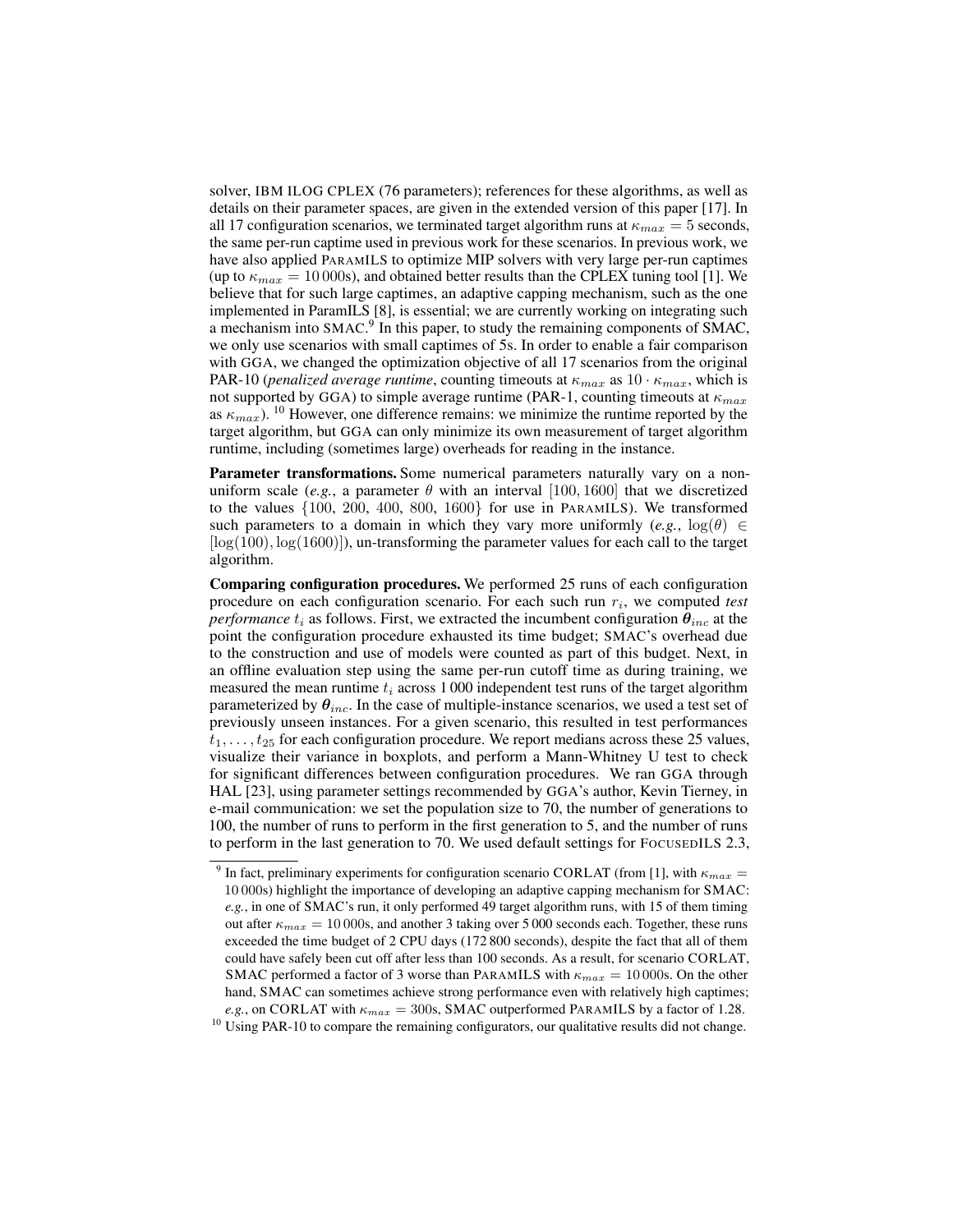solver, IBM ILOG CPLEX (76 parameters); references for these algorithms, as well as details on their parameter spaces, are given in the extended version of this paper [17]. In all 17 configuration scenarios, we terminated target algorithm runs at $\kappa_{max} = 5$ seconds, the same per-run captime used in previous work for these scenarios. In previous work, we have also applied PARAMILS to optimize MIP solvers with very large per-run captimes (up to $\kappa_{max} = 10\,000$s), and obtained better results than the CPLEX tuning tool [1]. We believe that for such large captimes, an adaptive capping mechanism, such as the one implemented in ParamILS [8], is essential; we are currently working on integrating such a mechanism into SMAC.[9] In this paper, to study the remaining components of SMAC, we only use scenarios with small captimes of 5s. In order to enable a fair comparison with GGA, we changed the optimization objective of all 17 scenarios from the original PAR-10 (*penalized average runtime*, counting timeouts at $\kappa_{max}$ as $10 \cdot \kappa_{max}$, which is not supported by GGA) to simple average runtime (PAR-1, counting timeouts at $\kappa_{max}$ as $\kappa_{max}$). [10] However, one difference remains: we minimize the runtime reported by the target algorithm, but GGA can only minimize its own measurement of target algorithm runtime, including (sometimes large) overheads for reading in the instance.

**Parameter transformations.** Some numerical parameters naturally vary on a non-uniform scale (*e.g.*, a parameter $\theta$ with an interval $[100, 1600]$ that we discretized to the values $\{100, 200, 400, 800, 1600\}$ for use in PARAMILS). We transformed such parameters to a domain in which they vary more uniformly (*e.g.*, $\log(\theta) \in [\log(100), \log(1600)]$), un-transforming the parameter values for each call to the target algorithm.

**Comparing configuration procedures.** We performed 25 runs of each configuration procedure on each configuration scenario. For each such run $r_i$, we computed *test performance* $t_i$ as follows. First, we extracted the incumbent configuration $\boldsymbol{\theta}_{inc}$ at the point the configuration procedure exhausted its time budget; SMAC's overhead due to the construction and use of models were counted as part of this budget. Next, in an offline evaluation step using the same per-run cutoff time as during training, we measured the mean runtime $t_i$ across 1 000 independent test runs of the target algorithm parameterized by $\boldsymbol{\theta}_{inc}$. In the case of multiple-instance scenarios, we used a test set of previously unseen instances. For a given scenario, this resulted in test performances $t_1, \ldots, t_{25}$ for each configuration procedure. We report medians across these 25 values, visualize their variance in boxplots, and perform a Mann-Whitney U test to check for significant differences between configuration procedures. We ran GGA through HAL [23], using parameter settings recommended by GGA's author, Kevin Tierney, in e-mail communication: we set the population size to 70, the number of generations to 100, the number of runs to perform in the first generation to 5, and the number of runs to perform in the last generation to 70. We used default settings for FOCUSEDILS 2.3,

[9] In fact, preliminary experiments for configuration scenario CORLAT (from [1], with $\kappa_{max} = 10\,000$s) highlight the importance of developing an adaptive capping mechanism for SMAC: *e.g.*, in one of SMAC's run, it only performed 49 target algorithm runs, with 15 of them timing out after $\kappa_{max} = 10\,000$s, and another 3 taking over 5 000 seconds each. Together, these runs exceeded the time budget of 2 CPU days (172 800 seconds), despite the fact that all of them could have safely been cut off after less than 100 seconds. As a result, for scenario CORLAT, SMAC performed a factor of 3 worse than PARAMILS with $\kappa_{max} = 10\,000$s. On the other hand, SMAC can sometimes achieve strong performance even with relatively high captimes; *e.g.*, on CORLAT with $\kappa_{max} = 300$s, SMAC outperformed PARAMILS by a factor of 1.28.

[10] Using PAR-10 to compare the remaining configurators, our qualitative results did not change.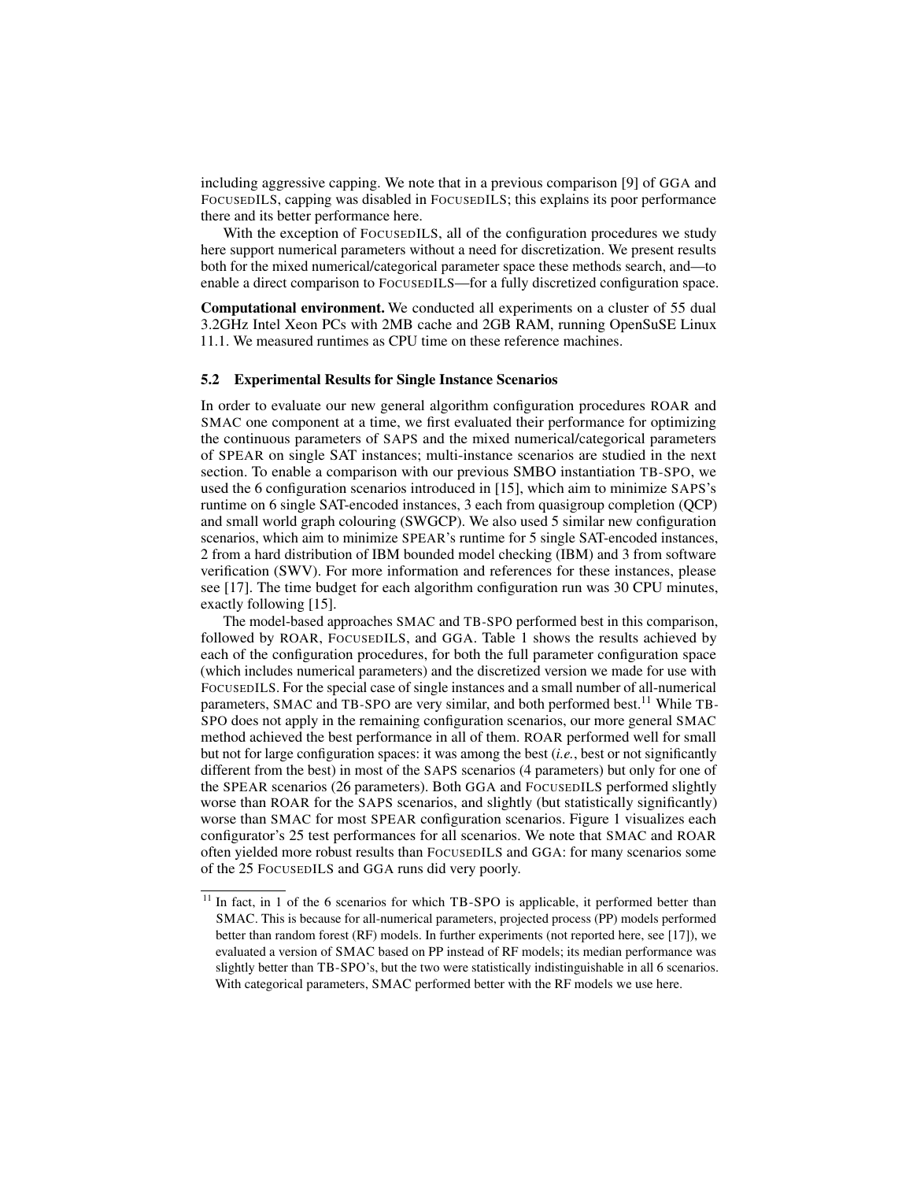including aggressive capping. We note that in a previous comparison [9] of GGA and FocusedILS, capping was disabled in FocusedILS; this explains its poor performance there and its better performance here.

With the exception of FocusedILS, all of the configuration procedures we study here support numerical parameters without a need for discretization. We present results both for the mixed numerical/categorical parameter space these methods search, and—to enable a direct comparison to FocusedILS—for a fully discretized configuration space.

**Computational environment.** We conducted all experiments on a cluster of 55 dual 3.2GHz Intel Xeon PCs with 2MB cache and 2GB RAM, running OpenSuSE Linux 11.1. We measured runtimes as CPU time on these reference machines.

### 5.2 Experimental Results for Single Instance Scenarios

In order to evaluate our new general algorithm configuration procedures ROAR and SMAC one component at a time, we first evaluated their performance for optimizing the continuous parameters of SAPS and the mixed numerical/categorical parameters of SPEAR on single SAT instances; multi-instance scenarios are studied in the next section. To enable a comparison with our previous SMBO instantiation TB-SPO, we used the 6 configuration scenarios introduced in [15], which aim to minimize SAPS's runtime on 6 single SAT-encoded instances, 3 each from quasigroup completion (QCP) and small world graph colouring (SWGCP). We also used 5 similar new configuration scenarios, which aim to minimize SPEAR's runtime for 5 single SAT-encoded instances, 2 from a hard distribution of IBM bounded model checking (IBM) and 3 from software verification (SWV). For more information and references for these instances, please see [17]. The time budget for each algorithm configuration run was 30 CPU minutes, exactly following [15].

The model-based approaches SMAC and TB-SPO performed best in this comparison, followed by ROAR, FocusedILS, and GGA. Table 1 shows the results achieved by each of the configuration procedures, for both the full parameter configuration space (which includes numerical parameters) and the discretized version we made for use with FocusedILS. For the special case of single instances and a small number of all-numerical parameters, SMAC and TB-SPO are very similar, and both performed best.[11] While TB-SPO does not apply in the remaining configuration scenarios, our more general SMAC method achieved the best performance in all of them. ROAR performed well for small but not for large configuration spaces: it was among the best (*i.e.*, best or not significantly different from the best) in most of the SAPS scenarios (4 parameters) but only for one of the SPEAR scenarios (26 parameters). Both GGA and FocusedILS performed slightly worse than ROAR for the SAPS scenarios, and slightly (but statistically significantly) worse than SMAC for most SPEAR configuration scenarios. Figure 1 visualizes each configurator's 25 test performances for all scenarios. We note that SMAC and ROAR often yielded more robust results than FocusedILS and GGA: for many scenarios some of the 25 FocusedILS and GGA runs did very poorly.

[11] In fact, in 1 of the 6 scenarios for which TB-SPO is applicable, it performed better than SMAC. This is because for all-numerical parameters, projected process (PP) models performed better than random forest (RF) models. In further experiments (not reported here, see [17]), we evaluated a version of SMAC based on PP instead of RF models; its median performance was slightly better than TB-SPO's, but the two were statistically indistinguishable in all 6 scenarios. With categorical parameters, SMAC performed better with the RF models we use here.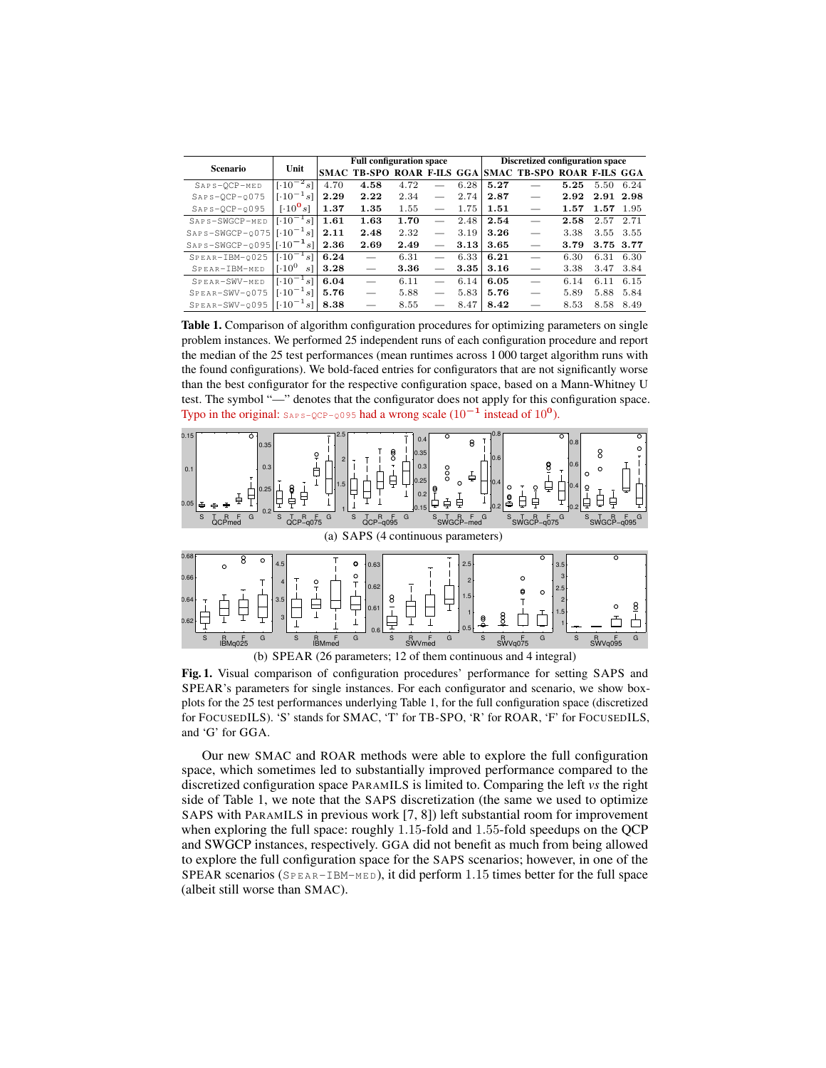| Scenario | Unit | Full configuration space | | | | | Discretized configuration space | | | | |
|---|---|---|---|---|---|---|---|---|---|---|---|
| | | SMAC | TB-SPO | ROAR | F-ILS | GGA | SMAC | TB-SPO | ROAR | F-ILS | GGA |
| SAPS-QCP-MED | $[\cdot 10^{-2} s]$ | 4.70 | **4.58** | 4.72 | — | 6.28 | **5.27** | — | **5.25** | 5.50 | 6.24 |
| SAPS-QCP-Q075 | $[\cdot 10^{-1} s]$ | **2.29** | **2.22** | 2.34 | — | 2.74 | **2.87** | — | **2.92** | **2.91** | **2.98** |
| SAPS-QCP-Q095 | $[\cdot 10^{0} s]$ | **1.37** | **1.35** | 1.55 | — | 1.75 | **1.51** | — | **1.57** | **1.57** | 1.95 |
| SAPS-SWGCP-MED | $[\cdot 10^{-1} s]$ | **1.61** | **1.63** | **1.70** | — | 2.48 | **2.54** | — | **2.58** | 2.57 | 2.71 |
| SAPS-SWGCP-Q075 | $[\cdot 10^{-1} s]$ | **2.11** | 2.48 | 2.32 | — | 3.19 | **3.26** | — | 3.38 | 3.55 | 3.55 |
| SAPS-SWGCP-Q095 | $[\cdot 10^{-1} s]$ | **2.36** | 2.69 | **2.49** | — | **3.13** | **3.65** | — | **3.79** | **3.75** | **3.77** |
| SPEAR-IBM-Q025 | $[\cdot 10^{-1} s]$ | **6.24** | — | 6.31 | — | 6.33 | **6.21** | — | 6.30 | 6.31 | 6.30 |
| SPEAR-IBM-MED | $[\cdot 10^{0} s]$ | **3.28** | — | **3.36** | — | **3.35** | **3.16** | — | 3.38 | 3.47 | 3.84 |
| SPEAR-SWV-MED | $[\cdot 10^{-1} s]$ | **6.04** | — | 6.11 | — | 6.14 | **6.05** | — | 6.14 | 6.11 | 6.15 |
| SPEAR-SWV-Q075 | $[\cdot 10^{-1} s]$ | **5.76** | — | 5.88 | — | 5.83 | **5.76** | — | 5.89 | 5.88 | 5.84 |
| SPEAR-SWV-Q095 | $[\cdot 10^{-1} s]$ | **8.38** | — | 8.55 | — | 8.47 | **8.42** | — | 8.53 | 8.58 | 8.49 |

**Table 1.** Comparison of algorithm configuration procedures for optimizing parameters on single problem instances. We performed 25 independent runs of each configuration procedure and report the median of the 25 test performances (mean runtimes across 1 000 target algorithm runs with the found configurations). We bold-faced entries for configurators that are not significantly worse than the best configurator for the respective configuration space, based on a Mann-Whitney U test. The symbol "—" denotes that the configurator does not apply for this configuration space. Typo in the original: SAPS-QCP-Q095 had a wrong scale ($10^{-1}$ instead of $10^{0}$).

(a) SAPS (4 continuous parameters)

(b) SPEAR (26 parameters; 12 of them continuous and 4 integral)

**Fig. 1.** Visual comparison of configuration procedures' performance for setting SAPS and SPEAR's parameters for single instances. For each configurator and scenario, we show boxplots for the 25 test performances underlying Table 1, for the full configuration space (discretized for FOCUSEDILS). 'S' stands for SMAC, 'T' for TB-SPO, 'R' for ROAR, 'F' for FOCUSEDILS, and 'G' for GGA.

Our new SMAC and ROAR methods were able to explore the full configuration space, which sometimes led to substantially improved performance compared to the discretized configuration space PARAMILS is limited to. Comparing the left *vs* the right side of Table 1, we note that the SAPS discretization (the same we used to optimize SAPS with PARAMILS in previous work [7, 8]) left substantial room for improvement when exploring the full space: roughly 1.15-fold and 1.55-fold speedups on the QCP and SWGCP instances, respectively. GGA did not benefit as much from being allowed to explore the full configuration space for the SAPS scenarios; however, in one of the SPEAR scenarios (SPEAR-IBM-MED), it did perform 1.15 times better for the full space (albeit still worse than SMAC).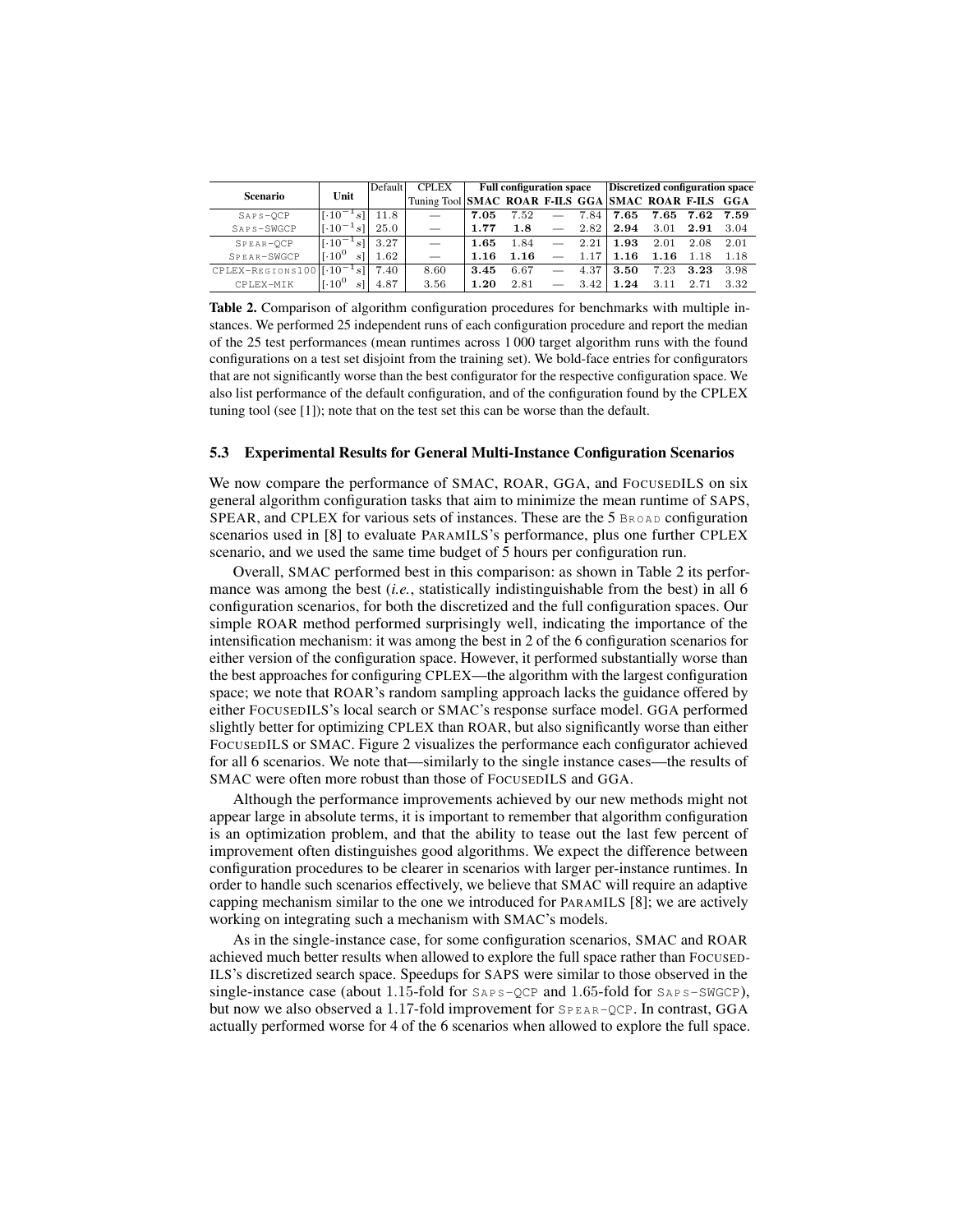| Scenario | Unit | Default | CPLEX | Full configuration space | | | | Discretized configuration space | | | |
|---|---|---|---|---|---|---|---|---|---|---|---|
| | | | Tuning Tool | SMAC | ROAR | F-ILS | GGA | SMAC | ROAR | F-ILS | GGA |
| SAPS-QCP | $[\cdot 10^{-1} s]$ | 11.8 | — | **7.05** | 7.52 | — | 7.84 | **7.65** | **7.65** | **7.62** | **7.59** |
| SAPS-SWGCP | $[\cdot 10^{-1} s]$ | 25.0 | — | **1.77** | **1.8** | — | 2.82 | **2.94** | 3.01 | **2.91** | 3.04 |
| SPEAR-QCP | $[\cdot 10^{-1} s]$ | 3.27 | — | **1.65** | 1.84 | — | 2.21 | **1.93** | 2.01 | 2.08 | 2.01 |
| SPEAR-SWGCP | $[\cdot 10^{0} s]$ | 1.62 | — | **1.16** | **1.16** | — | 1.17 | **1.16** | **1.16** | 1.18 | 1.18 |
| CPLEX-REGIONS100 | $[\cdot 10^{-1} s]$ | 7.40 | 8.60 | **3.45** | 6.67 | — | 4.37 | **3.50** | 7.23 | **3.23** | 3.98 |
| CPLEX-MIK | $[\cdot 10^{0} s]$ | 4.87 | 3.56 | **1.20** | 2.81 | — | 3.42 | **1.24** | 3.11 | 2.71 | 3.32 |

**Table 2.** Comparison of algorithm configuration procedures for benchmarks with multiple instances. We performed 25 independent runs of each configuration procedure and report the median of the 25 test performances (mean runtimes across 1 000 target algorithm runs with the found configurations on a test set disjoint from the training set). We bold-face entries for configurators that are not significantly worse than the best configurator for the respective configuration space. We also list performance of the default configuration, and of the configuration found by the CPLEX tuning tool (see [1]); note that on the test set this can be worse than the default.

### 5.3 Experimental Results for General Multi-Instance Configuration Scenarios

We now compare the performance of SMAC, ROAR, GGA, and FOCUSEDILS on six general algorithm configuration tasks that aim to minimize the mean runtime of SAPS, SPEAR, and CPLEX for various sets of instances. These are the 5 BROAD configuration scenarios used in [8] to evaluate PARAMILS's performance, plus one further CPLEX scenario, and we used the same time budget of 5 hours per configuration run.

Overall, SMAC performed best in this comparison: as shown in Table 2 its performance was among the best (*i.e.*, statistically indistinguishable from the best) in all 6 configuration scenarios, for both the discretized and the full configuration spaces. Our simple ROAR method performed surprisingly well, indicating the importance of the intensification mechanism: it was among the best in 2 of the 6 configuration scenarios for either version of the configuration space. However, it performed substantially worse than the best approaches for configuring CPLEX—the algorithm with the largest configuration space; we note that ROAR's random sampling approach lacks the guidance offered by either FOCUSEDILS's local search or SMAC's response surface model. GGA performed slightly better for optimizing CPLEX than ROAR, but also significantly worse than either FOCUSEDILS or SMAC. Figure 2 visualizes the performance each configurator achieved for all 6 scenarios. We note that—similarly to the single instance cases—the results of SMAC were often more robust than those of FOCUSEDILS and GGA.

Although the performance improvements achieved by our new methods might not appear large in absolute terms, it is important to remember that algorithm configuration is an optimization problem, and that the ability to tease out the last few percent of improvement often distinguishes good algorithms. We expect the difference between configuration procedures to be clearer in scenarios with larger per-instance runtimes. In order to handle such scenarios effectively, we believe that SMAC will require an adaptive capping mechanism similar to the one we introduced for PARAMILS [8]; we are actively working on integrating such a mechanism with SMAC's models.

As in the single-instance case, for some configuration scenarios, SMAC and ROAR achieved much better results when allowed to explore the full space rather than FOCUSEDILS's discretized search space. Speedups for SAPS were similar to those observed in the single-instance case (about 1.15-fold for SAPS-QCP and 1.65-fold for SAPS-SWGCP), but now we also observed a 1.17-fold improvement for SPEAR-QCP. In contrast, GGA actually performed worse for 4 of the 6 scenarios when allowed to explore the full space.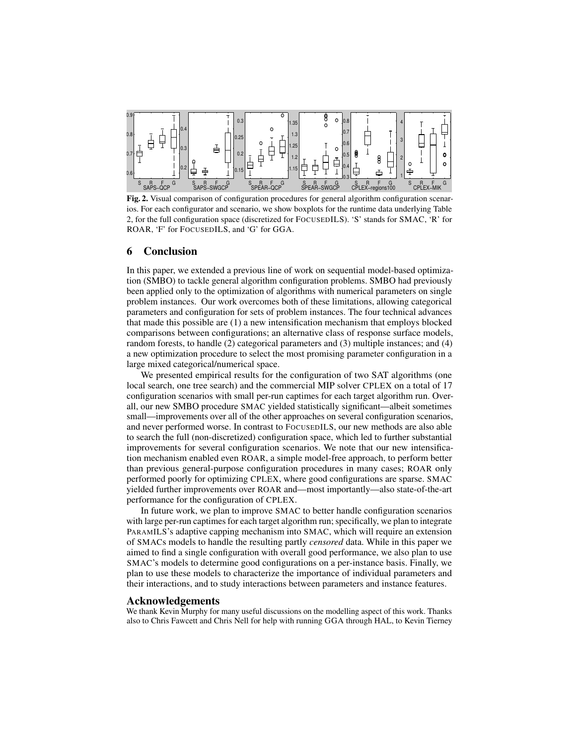**Fig. 2.** Visual comparison of configuration procedures for general algorithm configuration scenarios. For each configurator and scenario, we show boxplots for the runtime data underlying Table 2, for the full configuration space (discretized for FOCUSEDILS). 'S' stands for SMAC, 'R' for ROAR, 'F' for FOCUSEDILS, and 'G' for GGA.

## 6 Conclusion

In this paper, we extended a previous line of work on sequential model-based optimization (SMBO) to tackle general algorithm configuration problems. SMBO had previously been applied only to the optimization of algorithms with numerical parameters on single problem instances. Our work overcomes both of these limitations, allowing categorical parameters and configuration for sets of problem instances. The four technical advances that made this possible are (1) a new intensification mechanism that employs blocked comparisons between configurations; an alternative class of response surface models, random forests, to handle (2) categorical parameters and (3) multiple instances; and (4) a new optimization procedure to select the most promising parameter configuration in a large mixed categorical/numerical space.

We presented empirical results for the configuration of two SAT algorithms (one local search, one tree search) and the commercial MIP solver CPLEX on a total of 17 configuration scenarios with small per-run captimes for each target algorithm run. Overall, our new SMBO procedure SMAC yielded statistically significant—albeit sometimes small—improvements over all of the other approaches on several configuration scenarios, and never performed worse. In contrast to FOCUSEDILS, our new methods are also able to search the full (non-discretized) configuration space, which led to further substantial improvements for several configuration scenarios. We note that our new intensification mechanism enabled even ROAR, a simple model-free approach, to perform better than previous general-purpose configuration procedures in many cases; ROAR only performed poorly for optimizing CPLEX, where good configurations are sparse. SMAC yielded further improvements over ROAR and—most importantly—also state-of-the-art performance for the configuration of CPLEX.

In future work, we plan to improve SMAC to better handle configuration scenarios with large per-run captimes for each target algorithm run; specifically, we plan to integrate PARAMILS's adaptive capping mechanism into SMAC, which will require an extension of SMACs models to handle the resulting partly *censored* data. While in this paper we aimed to find a single configuration with overall good performance, we also plan to use SMAC's models to determine good configurations on a per-instance basis. Finally, we plan to use these models to characterize the importance of individual parameters and their interactions, and to study interactions between parameters and instance features.

### Acknowledgements

We thank Kevin Murphy for many useful discussions on the modelling aspect of this work. Thanks also to Chris Fawcett and Chris Nell for help with running GGA through HAL, to Kevin Tierney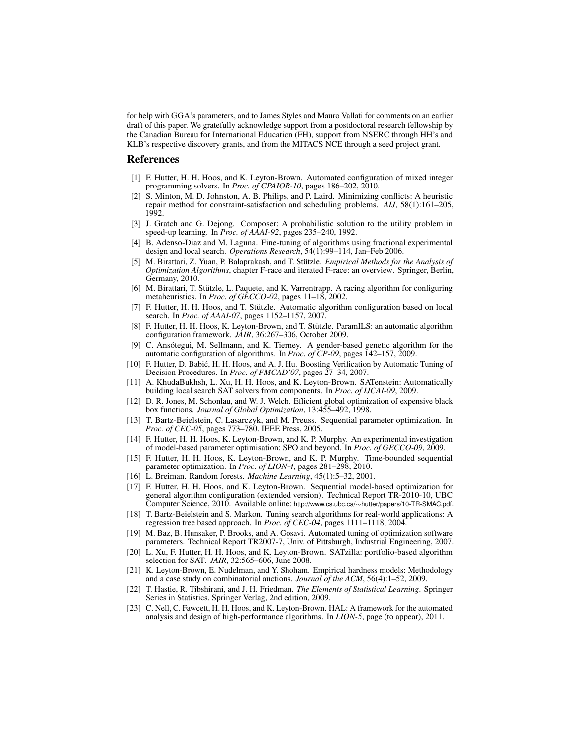for help with GGA's parameters, and to James Styles and Mauro Vallati for comments on an earlier draft of this paper. We gratefully acknowledge support from a postdoctoral research fellowship by the Canadian Bureau for International Education (FH), support from NSERC through HH's and KLB's respective discovery grants, and from the MITACS NCE through a seed project grant.

## References

[1] F. Hutter, H. H. Hoos, and K. Leyton-Brown. Automated configuration of mixed integer programming solvers. In *Proc. of CPAIOR-10*, pages 186–202, 2010.

[2] S. Minton, M. D. Johnston, A. B. Philips, and P. Laird. Minimizing conflicts: A heuristic repair method for constraint-satisfaction and scheduling problems. *AIJ*, 58(1):161–205, 1992.

[3] J. Gratch and G. Dejong. Composer: A probabilistic solution to the utility problem in speed-up learning. In *Proc. of AAAI-92*, pages 235–240, 1992.

[4] B. Adenso-Diaz and M. Laguna. Fine-tuning of algorithms using fractional experimental design and local search. *Operations Research*, 54(1):99–114, Jan–Feb 2006.

[5] M. Birattari, Z. Yuan, P. Balaprakash, and T. Stützle. *Empirical Methods for the Analysis of Optimization Algorithms*, chapter F-race and iterated F-race: an overview. Springer, Berlin, Germany, 2010.

[6] M. Birattari, T. Stützle, L. Paquete, and K. Varrentrapp. A racing algorithm for configuring metaheuristics. In *Proc. of GECCO-02*, pages 11–18, 2002.

[7] F. Hutter, H. H. Hoos, and T. Stützle. Automatic algorithm configuration based on local search. In *Proc. of AAAI-07*, pages 1152–1157, 2007.

[8] F. Hutter, H. H. Hoos, K. Leyton-Brown, and T. Stützle. ParamILS: an automatic algorithm configuration framework. *JAIR*, 36:267–306, October 2009.

[9] C. Ansótegui, M. Sellmann, and K. Tierney. A gender-based genetic algorithm for the automatic configuration of algorithms. In *Proc. of CP-09*, pages 142–157, 2009.

[10] F. Hutter, D. Babić, H. H. Hoos, and A. J. Hu. Boosting Verification by Automatic Tuning of Decision Procedures. In *Proc. of FMCAD'07*, pages 27–34, 2007.

[11] A. KhudaBukhsh, L. Xu, H. H. Hoos, and K. Leyton-Brown. SATenstein: Automatically building local search SAT solvers from components. In *Proc. of IJCAI-09*, 2009.

[12] D. R. Jones, M. Schonlau, and W. J. Welch. Efficient global optimization of expensive black box functions. *Journal of Global Optimization*, 13:455–492, 1998.

[13] T. Bartz-Beielstein, C. Lasarczyk, and M. Preuss. Sequential parameter optimization. In *Proc. of CEC-05*, pages 773–780. IEEE Press, 2005.

[14] F. Hutter, H. H. Hoos, K. Leyton-Brown, and K. P. Murphy. An experimental investigation of model-based parameter optimisation: SPO and beyond. In *Proc. of GECCO-09*, 2009.

[15] F. Hutter, H. H. Hoos, K. Leyton-Brown, and K. P. Murphy. Time-bounded sequential parameter optimization. In *Proc. of LION-4*, pages 281–298, 2010.

[16] L. Breiman. Random forests. *Machine Learning*, 45(1):5–32, 2001.

[17] F. Hutter, H. H. Hoos, and K. Leyton-Brown. Sequential model-based optimization for general algorithm configuration (extended version). Technical Report TR-2010-10, UBC Computer Science, 2010. Available online: http://www.cs.ubc.ca/∼hutter/papers/10-TR-SMAC.pdf.

[18] T. Bartz-Beielstein and S. Markon. Tuning search algorithms for real-world applications: A regression tree based approach. In *Proc. of CEC-04*, pages 1111–1118, 2004.

[19] M. Baz, B. Hunsaker, P. Brooks, and A. Gosavi. Automated tuning of optimization software parameters. Technical Report TR2007-7, Univ. of Pittsburgh, Industrial Engineering, 2007.

[20] L. Xu, F. Hutter, H. H. Hoos, and K. Leyton-Brown. SATzilla: portfolio-based algorithm selection for SAT. *JAIR*, 32:565–606, June 2008.

[21] K. Leyton-Brown, E. Nudelman, and Y. Shoham. Empirical hardness models: Methodology and a case study on combinatorial auctions. *Journal of the ACM*, 56(4):1–52, 2009.

[22] T. Hastie, R. Tibshirani, and J. H. Friedman. *The Elements of Statistical Learning*. Springer Series in Statistics. Springer Verlag, 2nd edition, 2009.

[23] C. Nell, C. Fawcett, H. H. Hoos, and K. Leyton-Brown. HAL: A framework for the automated analysis and design of high-performance algorithms. In *LION-5*, page (to appear), 2011.